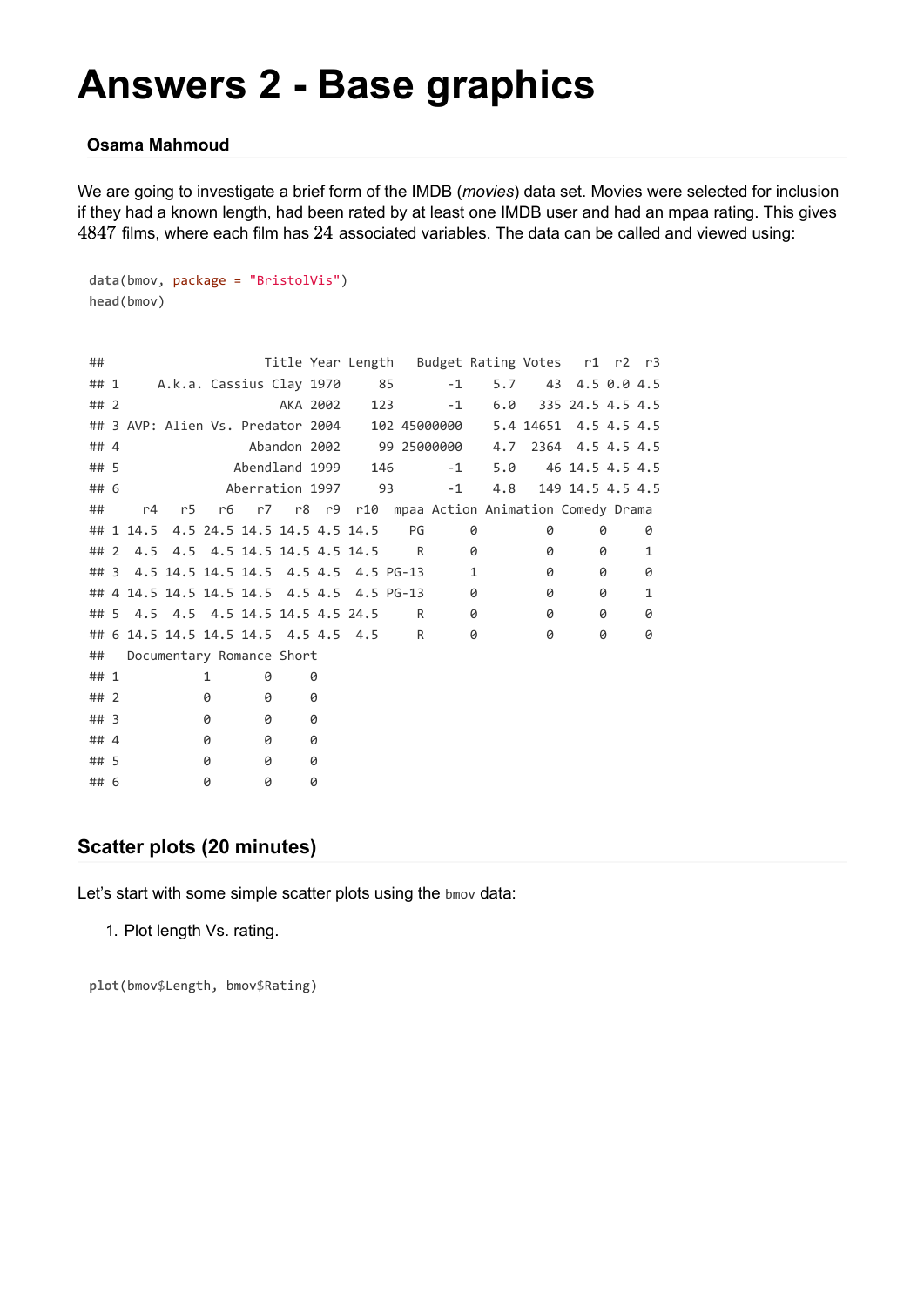# Answers 2 - Base graphics

**Osama Mahmoud**

We are going to investigate a brief form of the IMDB (*movies*) data set. Movies were selected for inclusion if they had a known length, had been rated by at least one IMDB user and had an mpaa rating. This gives $4847$ films, where each film has $24$ associated variables. The data can be called and viewed using:

```
data(bmov, package = "BristolVis")
head(bmov)
```

```
##                    Title Year Length   Budget Rating Votes   r1  r2  r3
## 1     A.k.a. Cassius Clay 1970     85       -1    5.7    43  4.5 0.0 4.5
## 2                     AKA 2002    123       -1    6.0   335 24.5 4.5 4.5
## 3 AVP: Alien Vs. Predator 2004    102 45000000    5.4 14651  4.5 4.5 4.5
## 4                 Abandon 2002     99 25000000    4.7  2364  4.5 4.5 4.5
## 5               Abendland 1999    146       -1    5.0    46 14.5 4.5 4.5
## 6              Aberration 1997     93       -1    4.8   149 14.5 4.5 4.5
##     r4   r5   r6   r7   r8  r9  r10  mpaa Action Animation Comedy Drama
## 1 14.5  4.5 24.5 14.5 14.5 4.5 14.5    PG      0         0      0     0
## 2  4.5  4.5  4.5 14.5 14.5 4.5 14.5     R      0         0      0     1
## 3  4.5 14.5 14.5 14.5  4.5 4.5  4.5 PG-13      1         0      0     0
## 4 14.5 14.5 14.5 14.5  4.5 4.5  4.5 PG-13      0         0      0     1
## 5  4.5  4.5  4.5 14.5 14.5 4.5 24.5     R      0         0      0     0
## 6 14.5 14.5 14.5 14.5  4.5 4.5  4.5     R      0         0      0     0
##   Documentary Romance Short
## 1           1       0     0
## 2           0       0     0
## 3           0       0     0
## 4           0       0     0
## 5           0       0     0
## 6           0       0     0
```

## Scatter plots (20 minutes)

Let's start with some simple scatter plots using the `bmov` data:

1. Plot length Vs. rating.

```
plot(bmov$Length, bmov$Rating)
```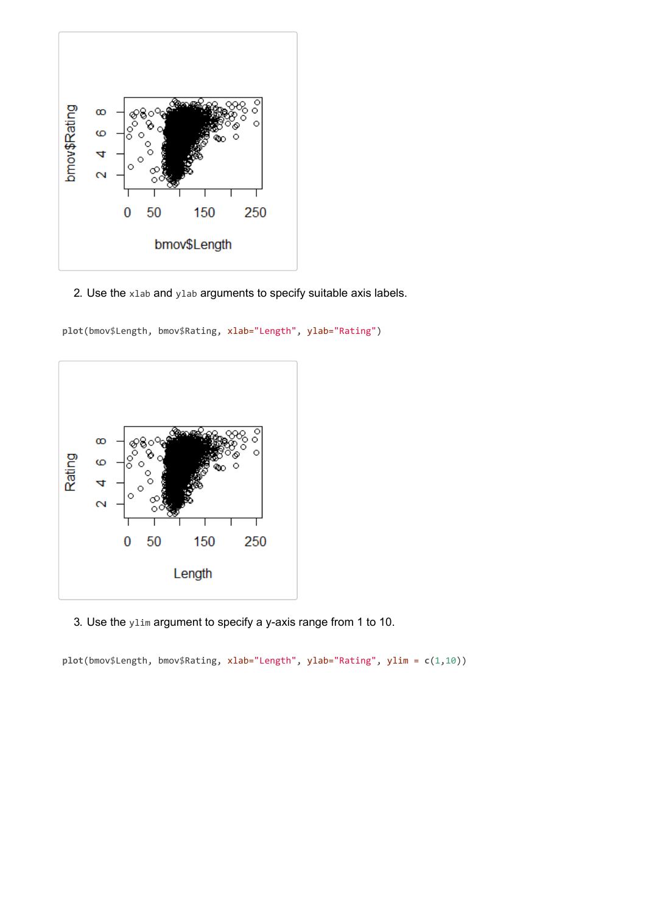bmov$Rating

2 4 6 8

0 50 150 250

bmov$Length

2. Use the `xlab` and `ylab` arguments to specify suitable axis labels.

```
plot(bmov$Length, bmov$Rating, xlab="Length", ylab="Rating")
```

Rating

2 4 6 8

0 50 150 250

Length

3. Use the `ylim` argument to specify a y-axis range from 1 to 10.

```
plot(bmov$Length, bmov$Rating, xlab="Length", ylab="Rating", ylim = c(1,10))
```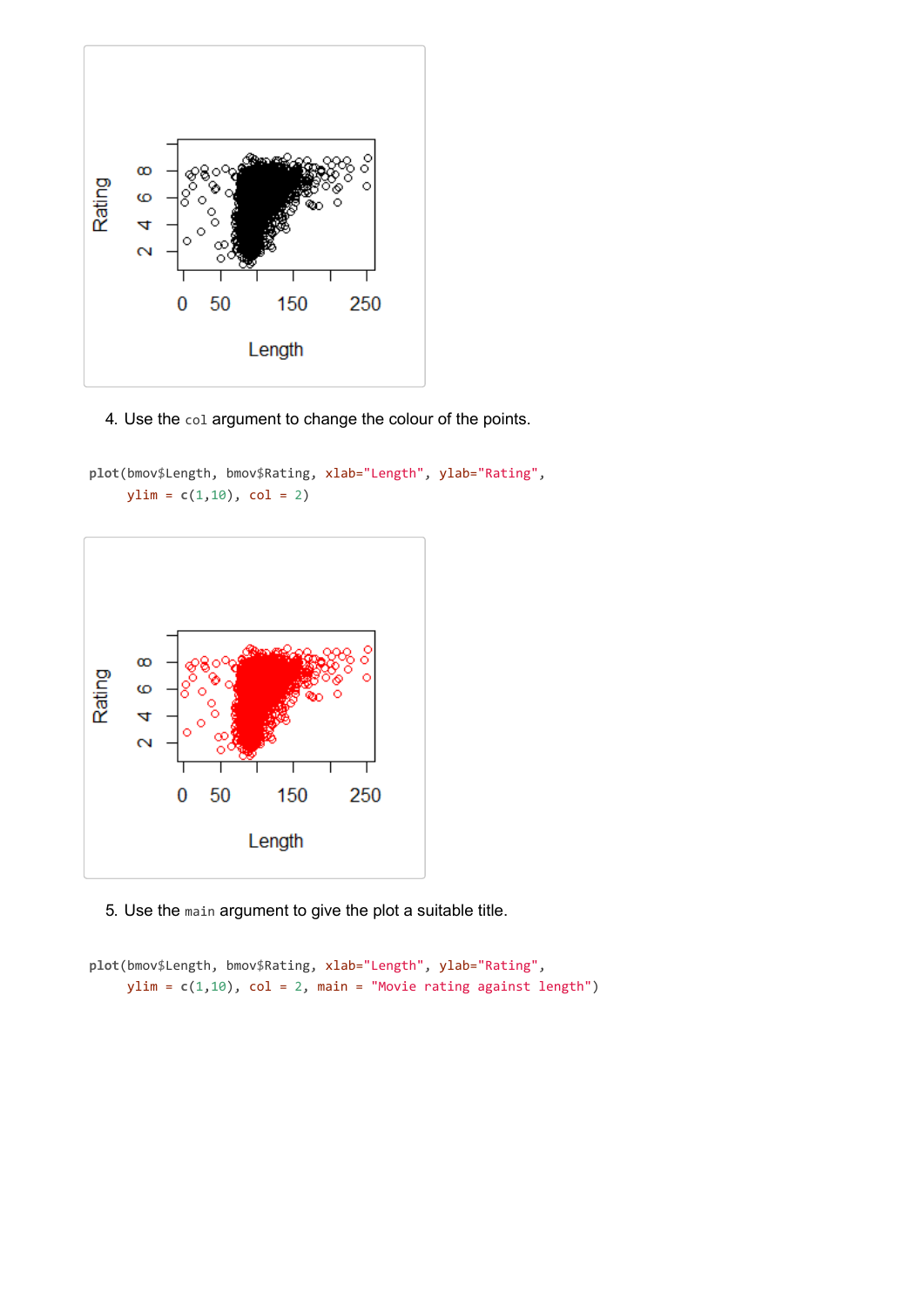Rating

2 4 6 8

0 50 150 250

Length

4. Use the `col` argument to change the colour of the points.

```
plot(bmov$Length, bmov$Rating, xlab="Length", ylab="Rating",
     ylim = c(1,10), col = 2)
```

Rating

2 4 6 8

0 50 150 250

Length

5. Use the `main` argument to give the plot a suitable title.

```
plot(bmov$Length, bmov$Rating, xlab="Length", ylab="Rating",
     ylim = c(1,10), col = 2, main = "Movie rating against length")
```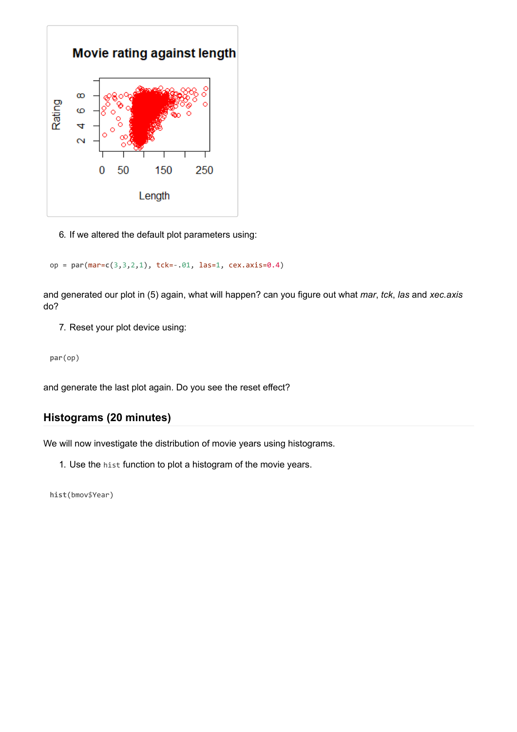Movie rating against length

Rating

2 4 6 8

0 50 150 250

Length

6. If we altered the default plot parameters using:

```
op = par(mar=c(3,3,2,1), tck=-.01, las=1, cex.axis=0.4)
```

and generated our plot in (5) again, what will happen? can you figure out what *mar*, *tck*, *las* and *xec.axis* do?

7. Reset your plot device using:

```
par(op)
```

and generate the last plot again. Do you see the reset effect?

## Histograms (20 minutes)

We will now investigate the distribution of movie years using histograms.

1. Use the `hist` function to plot a histogram of the movie years.

```
hist(bmov$Year)
```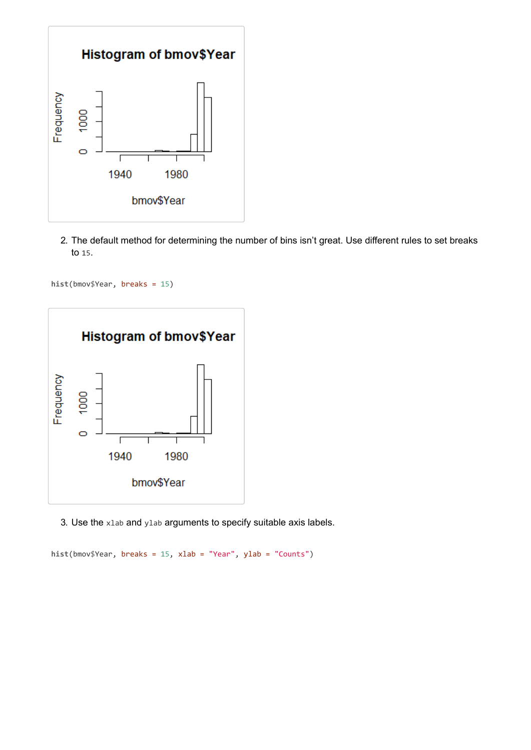Histogram of bmov$Year

Frequency

0

1000

1940

1980

bmov$Year

2. The default method for determining the number of bins isn't great. Use different rules to set breaks to `15`.

```
hist(bmov$Year, breaks = 15)
```

Histogram of bmov$Year

Frequency

0

1000

1940

1980

bmov$Year

3. Use the `xlab` and `ylab` arguments to specify suitable axis labels.

```
hist(bmov$Year, breaks = 15, xlab = "Year", ylab = "Counts")
```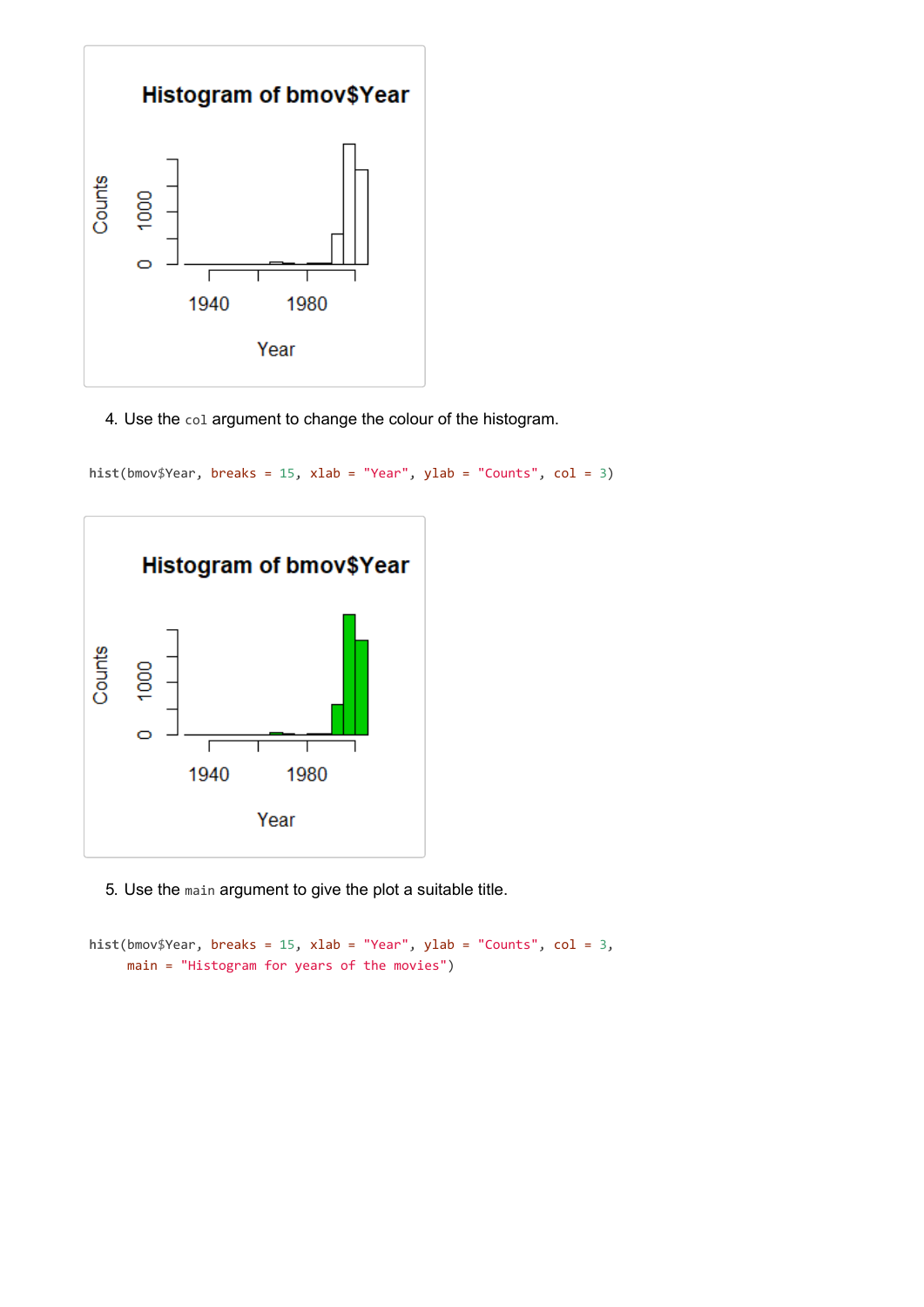Histogram of bmov$Year

Counts

0

1000

1940

1980

Year

4. Use the `col` argument to change the colour of the histogram.

```
hist(bmov$Year, breaks = 15, xlab = "Year", ylab = "Counts", col = 3)
```

Histogram of bmov$Year

Counts

0

1000

1940

1980

Year

5. Use the `main` argument to give the plot a suitable title.

```
hist(bmov$Year, breaks = 15, xlab = "Year", ylab = "Counts", col = 3,
     main = "Histogram for years of the movies")
```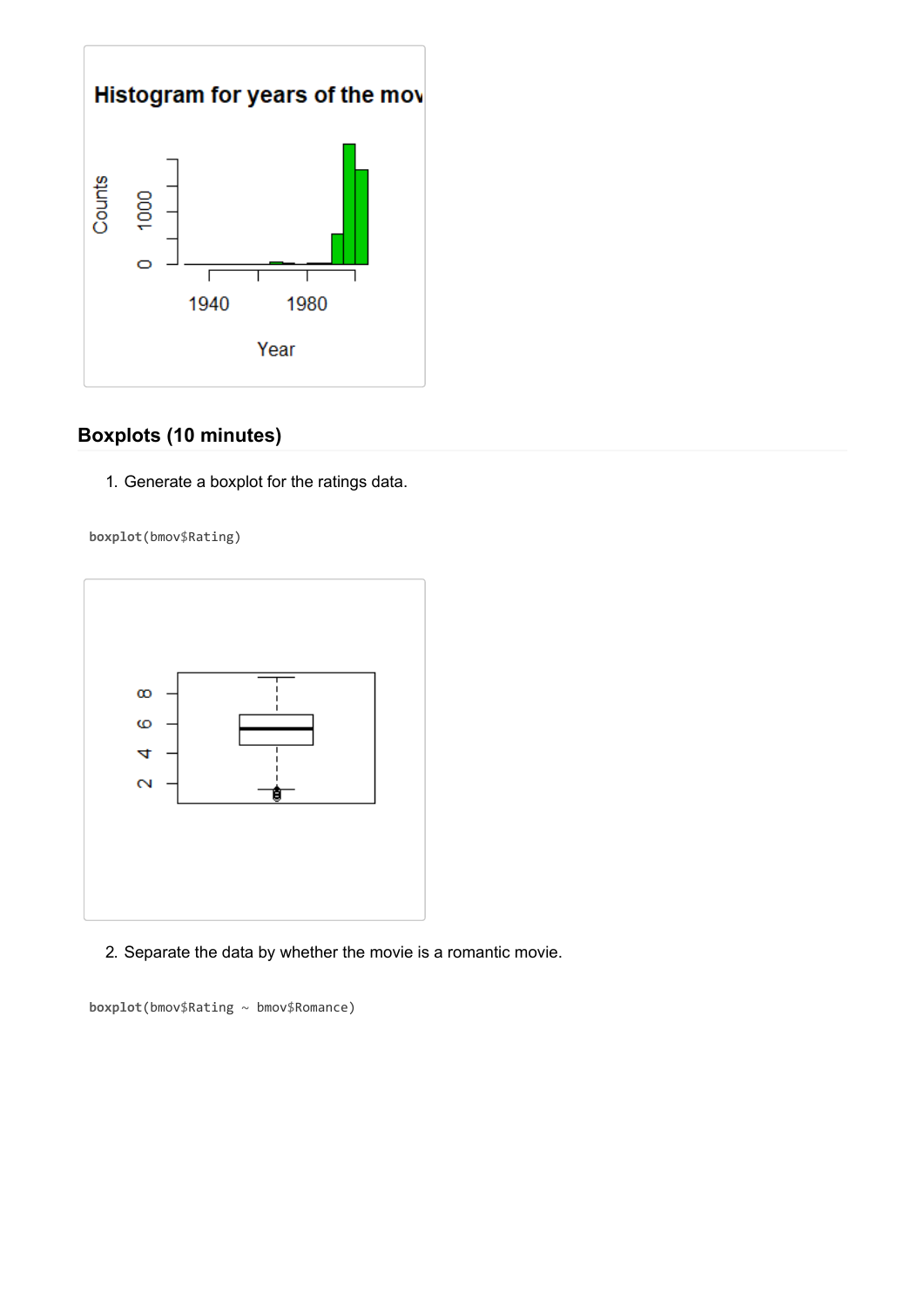Histogram for years of the mov

Counts

0

1000

1940

1980

Year

## Boxplots (10 minutes)

1. Generate a boxplot for the ratings data.

```
boxplot(bmov$Rating)
```

2

4

6

8

2. Separate the data by whether the movie is a romantic movie.

```
boxplot(bmov$Rating ~ bmov$Romance)
```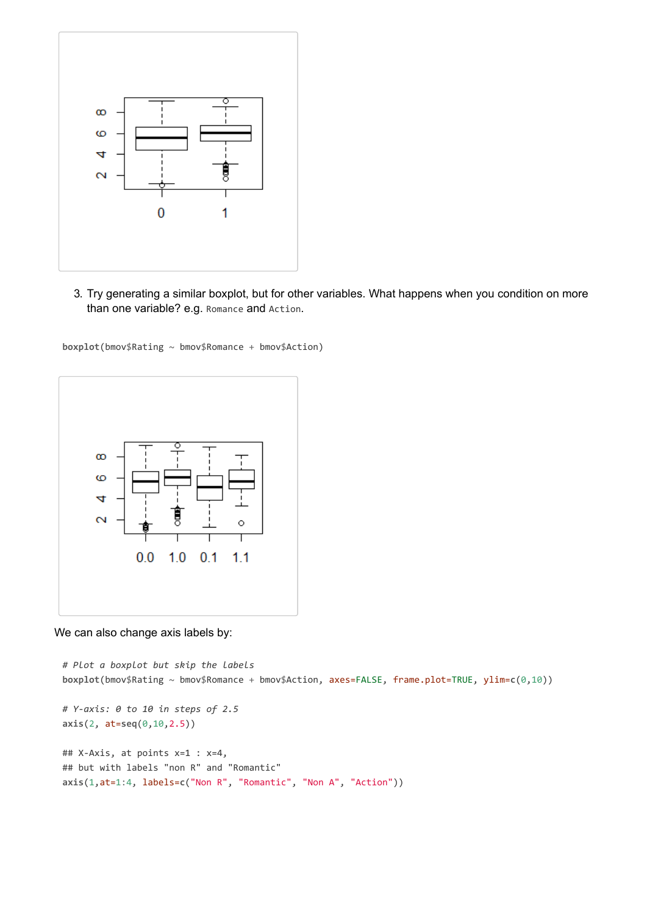2
4
6
8

0
1

3. Try generating a similar boxplot, but for other variables. What happens when you condition on more than one variable? e.g. `Romance` and `Action`.

```
boxplot(bmov$Rating ~ bmov$Romance + bmov$Action)
```

2
4
6
8

0.0
1.0
0.1
1.1

We can also change axis labels by:

```
# Plot a boxplot but skip the labels
boxplot(bmov$Rating ~ bmov$Romance + bmov$Action, axes=FALSE, frame.plot=TRUE, ylim=c(0,10))

# Y-axis: 0 to 10 in steps of 2.5
axis(2, at=seq(0,10,2.5))

## X-Axis, at points x=1 : x=4,
## but with labels "non R" and "Romantic"
axis(1,at=1:4, labels=c("Non R", "Romantic", "Non A", "Action"))
```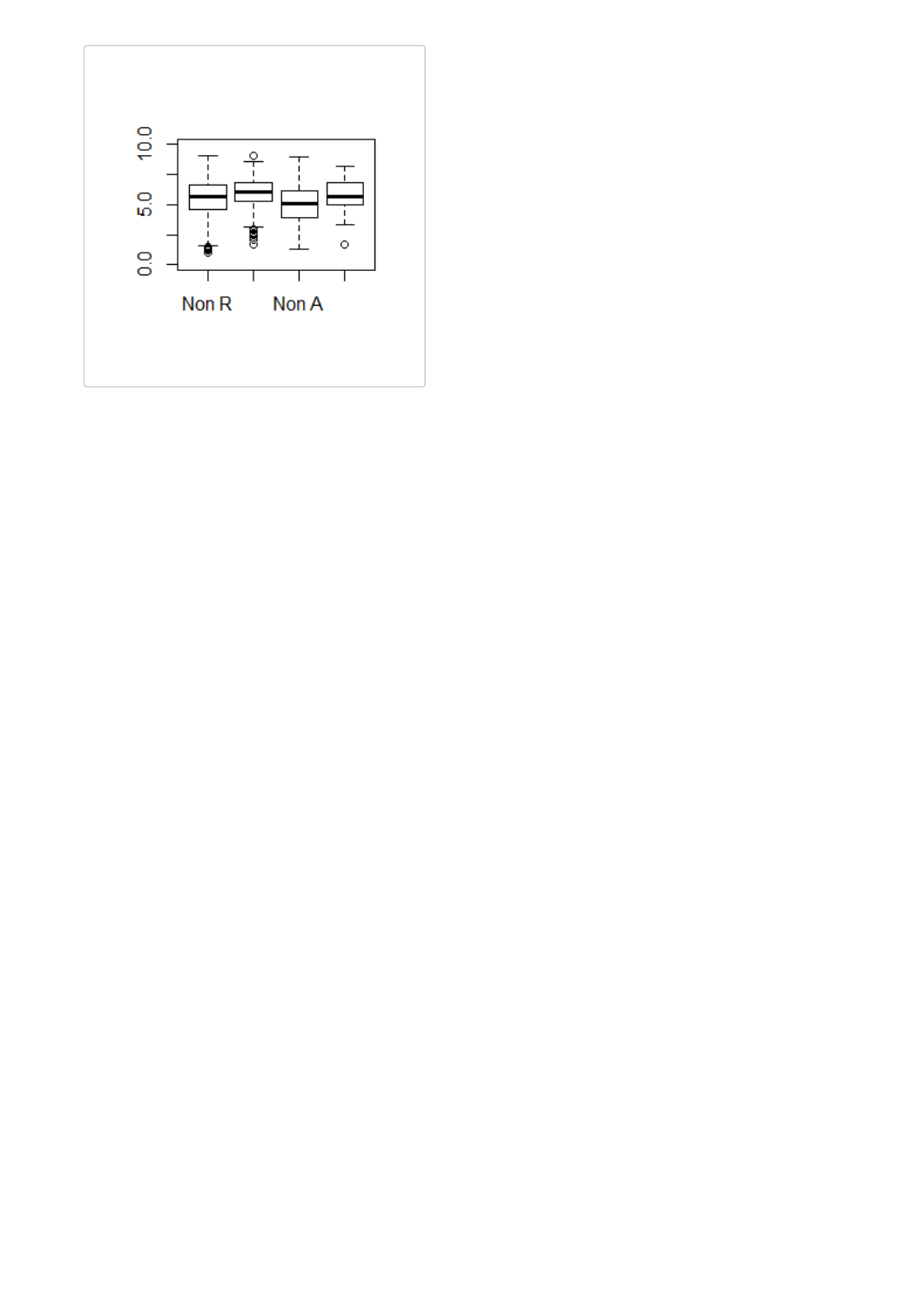10.0

5.0

0.0

Non R

Non A